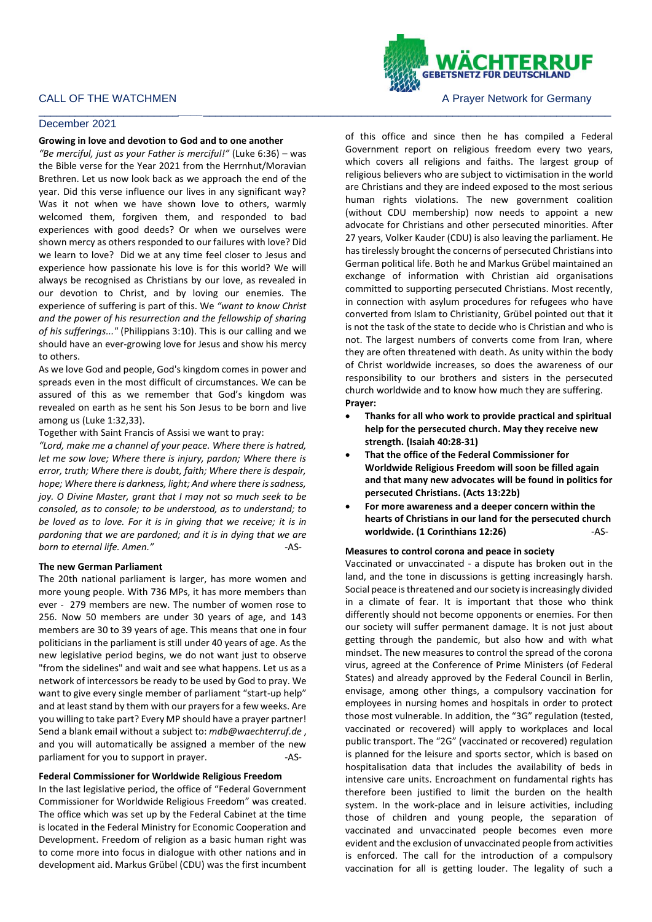CALL OF THE WATCHMEN

WÄCHTERRUF
GEBETSNETZ FÜR DEUTSCHLAND

A Prayer Network for Germany

December 2021

**Growing in love and devotion to God and to one another**

*"Be merciful, just as your Father is merciful!"* (Luke 6:36) – was the Bible verse for the Year 2021 from the Herrnhut/Moravian Brethren. Let us now look back as we approach the end of the year. Did this verse influence our lives in any significant way? Was it not when we have shown love to others, warmly welcomed them, forgiven them, and responded to bad experiences with good deeds? Or when we ourselves were shown mercy as others responded to our failures with love? Did we learn to love? Did we at any time feel closer to Jesus and experience how passionate his love is for this world? We will always be recognised as Christians by our love, as revealed in our devotion to Christ, and by loving our enemies. The experience of suffering is part of this. We *"want to know Christ and the power of his resurrection and the fellowship of sharing of his sufferings..."* (Philippians 3:10). This is our calling and we should have an ever-growing love for Jesus and show his mercy to others.

As we love God and people, God's kingdom comes in power and spreads even in the most difficult of circumstances. We can be assured of this as we remember that God's kingdom was revealed on earth as he sent his Son Jesus to be born and live among us (Luke 1:32,33).

Together with Saint Francis of Assisi we want to pray:

*"Lord, make me a channel of your peace. Where there is hatred, let me sow love; Where there is injury, pardon; Where there is error, truth; Where there is doubt, faith; Where there is despair, hope; Where there is darkness, light; And where there is sadness, joy. O Divine Master, grant that I may not so much seek to be consoled, as to console; to be understood, as to understand; to be loved as to love. For it is in giving that we receive; it is in pardoning that we are pardoned; and it is in dying that we are born to eternal life. Amen."* -AS-

**The new German Parliament**

The 20th national parliament is larger, has more women and more young people. With 736 MPs, it has more members than ever - 279 members are new. The number of women rose to 256. Now 50 members are under 30 years of age, and 143 members are 30 to 39 years of age. This means that one in four politicians in the parliament is still under 40 years of age. As the new legislative period begins, we do not want just to observe "from the sidelines" and wait and see what happens. Let us as a network of intercessors be ready to be used by God to pray. We want to give every single member of parliament "start-up help" and at least stand by them with our prayers for a few weeks. Are you willing to take part? Every MP should have a prayer partner! Send a blank email without a subject to: *mdb@waechterruf.de* , and you will automatically be assigned a member of the new parliament for you to support in prayer. -AS-

**Federal Commissioner for Worldwide Religious Freedom**

In the last legislative period, the office of "Federal Government Commissioner for Worldwide Religious Freedom" was created. The office which was set up by the Federal Cabinet at the time is located in the Federal Ministry for Economic Cooperation and Development. Freedom of religion as a basic human right was to come more into focus in dialogue with other nations and in development aid. Markus Grübel (CDU) was the first incumbent of this office and since then he has compiled a Federal Government report on religious freedom every two years, which covers all religions and faiths. The largest group of religious believers who are subject to victimisation in the world are Christians and they are indeed exposed to the most serious human rights violations. The new government coalition (without CDU membership) now needs to appoint a new advocate for Christians and other persecuted minorities. After 27 years, Volker Kauder (CDU) is also leaving the parliament. He has tirelessly brought the concerns of persecuted Christians into German political life. Both he and Markus Grübel maintained an exchange of information with Christian aid organisations committed to supporting persecuted Christians. Most recently, in connection with asylum procedures for refugees who have converted from Islam to Christianity, Grübel pointed out that it is not the task of the state to decide who is Christian and who is not. The largest numbers of converts come from Iran, where they are often threatened with death. As unity within the body of Christ worldwide increases, so does the awareness of our responsibility to our brothers and sisters in the persecuted church worldwide and to know how much they are suffering.

**Prayer:**

- **Thanks for all who work to provide practical and spiritual help for the persecuted church. May they receive new strength. (Isaiah 40:28-31)**
- **That the office of the Federal Commissioner for Worldwide Religious Freedom will soon be filled again and that many new advocates will be found in politics for persecuted Christians. (Acts 13:22b)**
- **For more awareness and a deeper concern within the hearts of Christians in our land for the persecuted church worldwide. (1 Corinthians 12:26)** -AS-

**Measures to control corona and peace in society**

Vaccinated or unvaccinated - a dispute has broken out in the land, and the tone in discussions is getting increasingly harsh. Social peace is threatened and our society is increasingly divided in a climate of fear. It is important that those who think differently should not become opponents or enemies. For then our society will suffer permanent damage. It is not just about getting through the pandemic, but also how and with what mindset. The new measures to control the spread of the corona virus, agreed at the Conference of Prime Ministers (of Federal States) and already approved by the Federal Council in Berlin, envisage, among other things, a compulsory vaccination for employees in nursing homes and hospitals in order to protect those most vulnerable. In addition, the "3G" regulation (tested, vaccinated or recovered) will apply to workplaces and local public transport. The "2G" (vaccinated or recovered) regulation is planned for the leisure and sports sector, which is based on hospitalisation data that includes the availability of beds in intensive care units. Encroachment on fundamental rights has therefore been justified to limit the burden on the health system. In the work-place and in leisure activities, including those of children and young people, the separation of vaccinated and unvaccinated people becomes even more evident and the exclusion of unvaccinated people from activities is enforced. The call for the introduction of a compulsory vaccination for all is getting louder. The legality of such a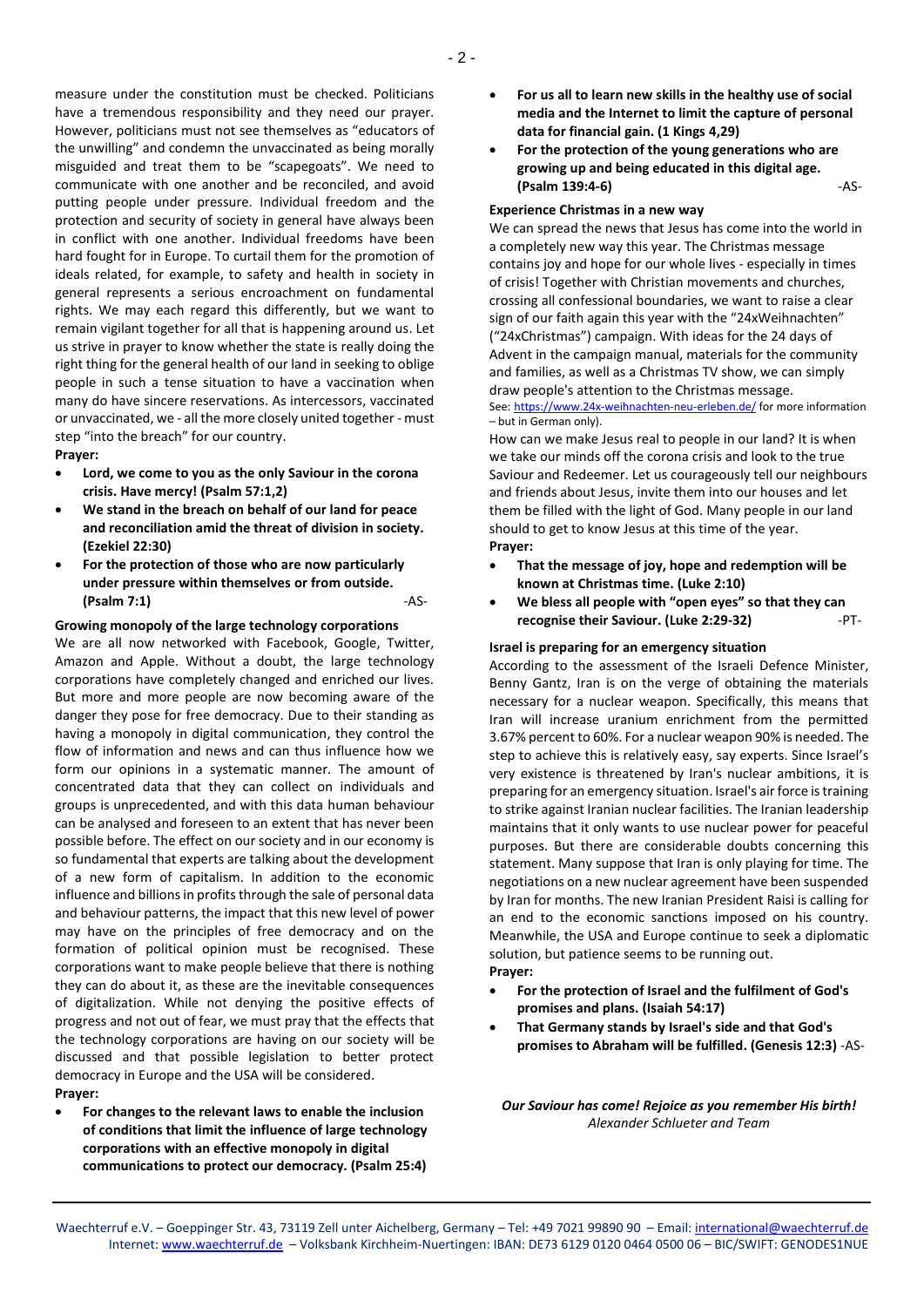measure under the constitution must be checked. Politicians have a tremendous responsibility and they need our prayer. However, politicians must not see themselves as "educators of the unwilling" and condemn the unvaccinated as being morally misguided and treat them to be "scapegoats". We need to communicate with one another and be reconciled, and avoid putting people under pressure. Individual freedom and the protection and security of society in general have always been in conflict with one another. Individual freedoms have been hard fought for in Europe. To curtail them for the promotion of ideals related, for example, to safety and health in society in general represents a serious encroachment on fundamental rights. We may each regard this differently, but we want to remain vigilant together for all that is happening around us. Let us strive in prayer to know whether the state is really doing the right thing for the general health of our land in seeking to oblige people in such a tense situation to have a vaccination when many do have sincere reservations. As intercessors, vaccinated or unvaccinated, we - all the more closely united together - must step "into the breach" for our country.

**Prayer:**

- **Lord, we come to you as the only Saviour in the corona crisis. Have mercy! (Psalm 57:1,2)**
- **We stand in the breach on behalf of our land for peace and reconciliation amid the threat of division in society. (Ezekiel 22:30)**
- **For the protection of those who are now particularly under pressure within themselves or from outside. (Psalm 7:1)** -AS-

**Growing monopoly of the large technology corporations**

We are all now networked with Facebook, Google, Twitter, Amazon and Apple. Without a doubt, the large technology corporations have completely changed and enriched our lives. But more and more people are now becoming aware of the danger they pose for free democracy. Due to their standing as having a monopoly in digital communication, they control the flow of information and news and can thus influence how we form our opinions in a systematic manner. The amount of concentrated data that they can collect on individuals and groups is unprecedented, and with this data human behaviour can be analysed and foreseen to an extent that has never been possible before. The effect on our society and in our economy is so fundamental that experts are talking about the development of a new form of capitalism. In addition to the economic influence and billions in profits through the sale of personal data and behaviour patterns, the impact that this new level of power may have on the principles of free democracy and on the formation of political opinion must be recognised. These corporations want to make people believe that there is nothing they can do about it, as these are the inevitable consequences of digitalization. While not denying the positive effects of progress and not out of fear, we must pray that the effects that the technology corporations are having on our society will be discussed and that possible legislation to better protect democracy in Europe and the USA will be considered.

**Prayer:**

- **For changes to the relevant laws to enable the inclusion of conditions that limit the influence of large technology corporations with an effective monopoly in digital communications to protect our democracy. (Psalm 25:4)**
- **For us all to learn new skills in the healthy use of social media and the Internet to limit the capture of personal data for financial gain. (1 Kings 4,29)**
- **For the protection of the young generations who are growing up and being educated in this digital age. (Psalm 139:4-6)** -AS-

**Experience Christmas in a new way**

We can spread the news that Jesus has come into the world in a completely new way this year. The Christmas message contains joy and hope for our whole lives - especially in times of crisis! Together with Christian movements and churches, crossing all confessional boundaries, we want to raise a clear sign of our faith again this year with the "24xWeihnachten" ("24xChristmas") campaign. With ideas for the 24 days of Advent in the campaign manual, materials for the community and families, as well as a Christmas TV show, we can simply draw people's attention to the Christmas message.

See: https://www.24x-weihnachten-neu-erleben.de/ for more information – but in German only).

How can we make Jesus real to people in our land? It is when we take our minds off the corona crisis and look to the true Saviour and Redeemer. Let us courageously tell our neighbours and friends about Jesus, invite them into our houses and let them be filled with the light of God. Many people in our land should to get to know Jesus at this time of the year.

**Prayer:**

- **That the message of joy, hope and redemption will be known at Christmas time. (Luke 2:10)**
- **We bless all people with "open eyes" so that they can recognise their Saviour. (Luke 2:29-32)** -PT-

**Israel is preparing for an emergency situation**

According to the assessment of the Israeli Defence Minister, Benny Gantz, Iran is on the verge of obtaining the materials necessary for a nuclear weapon. Specifically, this means that Iran will increase uranium enrichment from the permitted 3.67% percent to 60%. For a nuclear weapon 90% is needed. The step to achieve this is relatively easy, say experts. Since Israel's very existence is threatened by Iran's nuclear ambitions, it is preparing for an emergency situation. Israel's air force is training to strike against Iranian nuclear facilities. The Iranian leadership maintains that it only wants to use nuclear power for peaceful purposes. But there are considerable doubts concerning this statement. Many suppose that Iran is only playing for time. The negotiations on a new nuclear agreement have been suspended by Iran for months. The new Iranian President Raisi is calling for an end to the economic sanctions imposed on his country. Meanwhile, the USA and Europe continue to seek a diplomatic solution, but patience seems to be running out.

**Prayer:**

- **For the protection of Israel and the fulfilment of God's promises and plans. (Isaiah 54:17)**
- **That Germany stands by Israel's side and that God's promises to Abraham will be fulfilled. (Genesis 12:3)** -AS-

***Our Saviour has come! Rejoice as you remember His birth!***
*Alexander Schlueter and Team*

Waechterruf e.V. – Goeppinger Str. 43, 73119 Zell unter Aichelberg, Germany – Tel: +49 7021 99890 90 – Email: international@waechterruf.de
Internet: www.waechterruf.de – Volksbank Kirchheim-Nuertingen: IBAN: DE73 6129 0120 0464 0500 06 – BIC/SWIFT: GENODES1NUE